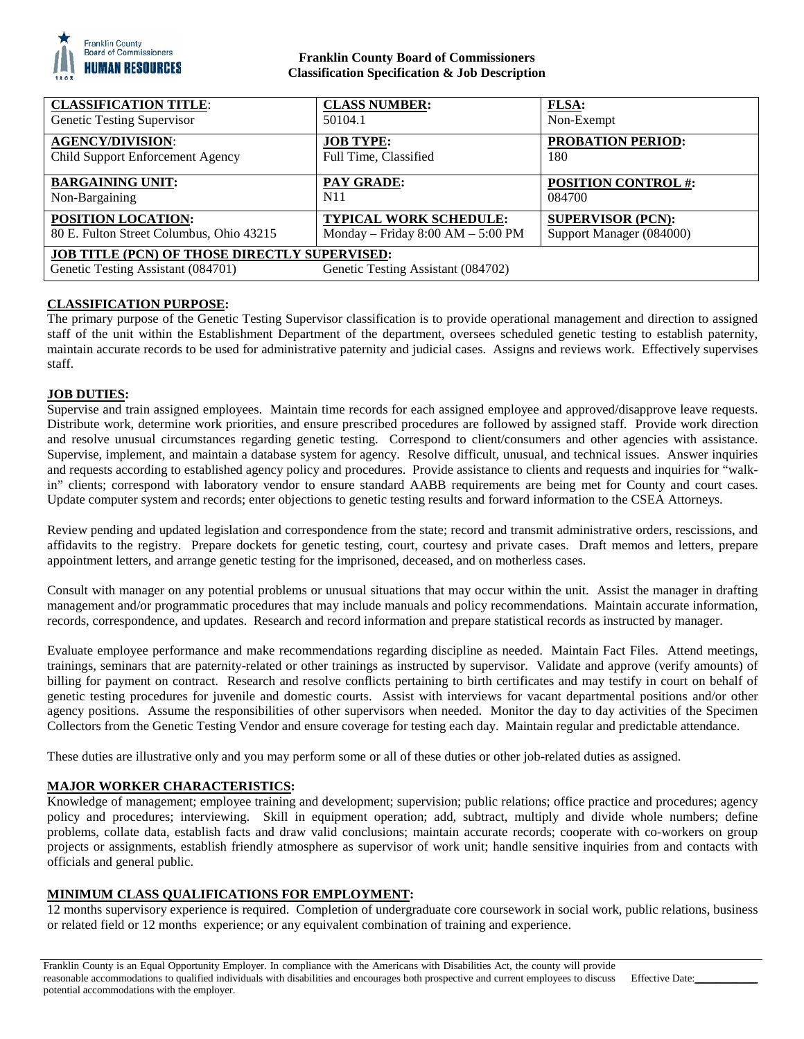**Franklin County Board of Commissioners**
**Classification Specification & Job Description**

| **CLASSIFICATION TITLE**: Genetic Testing Supervisor | **CLASS NUMBER:** 50104.1 | **FLSA:** Non-Exempt |
|---|---|---|
| **AGENCY/DIVISION**: Child Support Enforcement Agency | **JOB TYPE:** Full Time, Classified | **PROBATION PERIOD:** 180 |
| **BARGAINING UNIT:** Non-Bargaining | **PAY GRADE:** N11 | **POSITION CONTROL #:** 084700 |
| **POSITION LOCATION:** 80 E. Fulton Street Columbus, Ohio 43215 | **TYPICAL WORK SCHEDULE:** Monday – Friday 8:00 AM – 5:00 PM | **SUPERVISOR (PCN):** Support Manager (084000) |
| **JOB TITLE (PCN) OF THOSE DIRECTLY SUPERVISED:** Genetic Testing Assistant (084701) | Genetic Testing Assistant (084702) | |

## CLASSIFICATION PURPOSE:

The primary purpose of the Genetic Testing Supervisor classification is to provide operational management and direction to assigned staff of the unit within the Establishment Department of the department, oversees scheduled genetic testing to establish paternity, maintain accurate records to be used for administrative paternity and judicial cases. Assigns and reviews work. Effectively supervises staff.

## JOB DUTIES:

Supervise and train assigned employees. Maintain time records for each assigned employee and approved/disapprove leave requests. Distribute work, determine work priorities, and ensure prescribed procedures are followed by assigned staff. Provide work direction and resolve unusual circumstances regarding genetic testing. Correspond to client/consumers and other agencies with assistance. Supervise, implement, and maintain a database system for agency. Resolve difficult, unusual, and technical issues. Answer inquiries and requests according to established agency policy and procedures. Provide assistance to clients and requests and inquiries for "walk-in" clients; correspond with laboratory vendor to ensure standard AABB requirements are being met for County and court cases. Update computer system and records; enter objections to genetic testing results and forward information to the CSEA Attorneys.

Review pending and updated legislation and correspondence from the state; record and transmit administrative orders, rescissions, and affidavits to the registry. Prepare dockets for genetic testing, court, courtesy and private cases. Draft memos and letters, prepare appointment letters, and arrange genetic testing for the imprisoned, deceased, and on motherless cases.

Consult with manager on any potential problems or unusual situations that may occur within the unit. Assist the manager in drafting management and/or programmatic procedures that may include manuals and policy recommendations. Maintain accurate information, records, correspondence, and updates. Research and record information and prepare statistical records as instructed by manager.

Evaluate employee performance and make recommendations regarding discipline as needed. Maintain Fact Files. Attend meetings, trainings, seminars that are paternity-related or other trainings as instructed by supervisor. Validate and approve (verify amounts) of billing for payment on contract. Research and resolve conflicts pertaining to birth certificates and may testify in court on behalf of genetic testing procedures for juvenile and domestic courts. Assist with interviews for vacant departmental positions and/or other agency positions. Assume the responsibilities of other supervisors when needed. Monitor the day to day activities of the Specimen Collectors from the Genetic Testing Vendor and ensure coverage for testing each day. Maintain regular and predictable attendance.

These duties are illustrative only and you may perform some or all of these duties or other job-related duties as assigned.

## MAJOR WORKER CHARACTERISTICS:

Knowledge of management; employee training and development; supervision; public relations; office practice and procedures; agency policy and procedures; interviewing. Skill in equipment operation; add, subtract, multiply and divide whole numbers; define problems, collate data, establish facts and draw valid conclusions; maintain accurate records; cooperate with co-workers on group projects or assignments, establish friendly atmosphere as supervisor of work unit; handle sensitive inquiries from and contacts with officials and general public.

## MINIMUM CLASS QUALIFICATIONS FOR EMPLOYMENT:

12 months supervisory experience is required. Completion of undergraduate core coursework in social work, public relations, business or related field or 12 months experience; or any equivalent combination of training and experience.

Franklin County is an Equal Opportunity Employer. In compliance with the Americans with Disabilities Act, the county will provide reasonable accommodations to qualified individuals with disabilities and encourages both prospective and current employees to discuss potential accommodations with the employer.

Effective Date:\_\_\_\_\_\_\_\_\_\_\_\_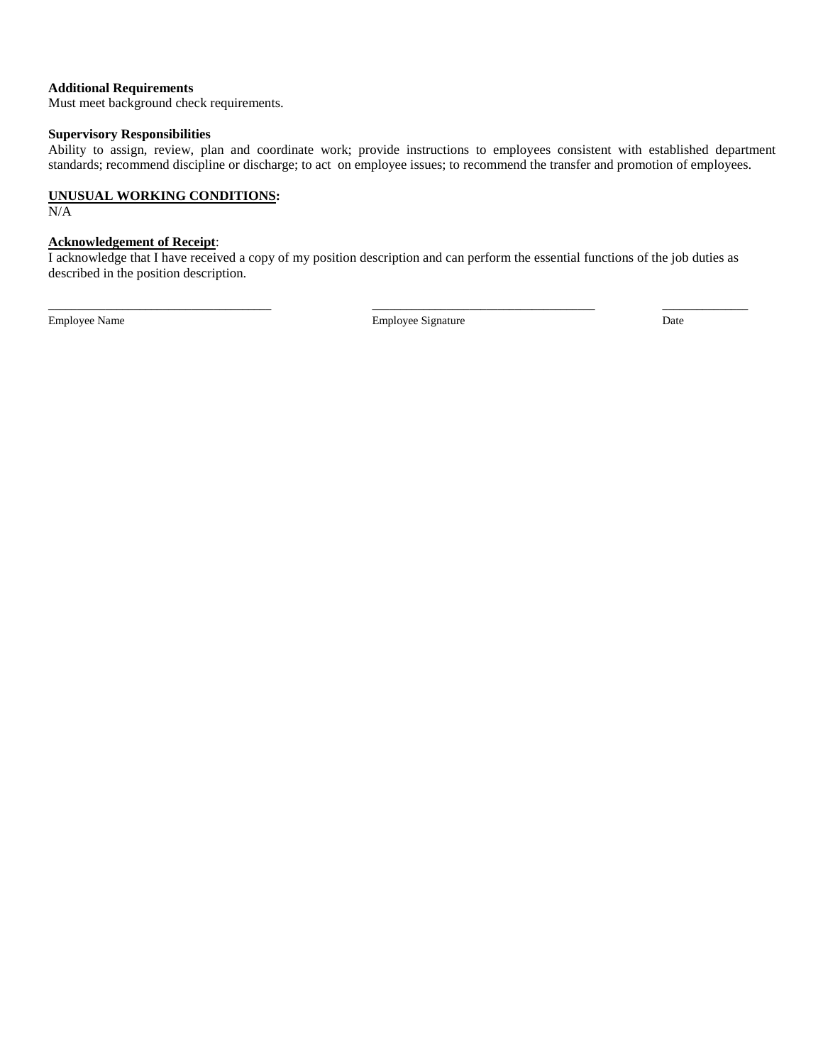**Additional Requirements**
Must meet background check requirements.

**Supervisory Responsibilities**
Ability to assign, review, plan and coordinate work; provide instructions to employees consistent with established department standards; recommend discipline or discharge; to act on employee issues; to recommend the transfer and promotion of employees.

**UNUSUAL WORKING CONDITIONS:**
N/A

**Acknowledgement of Receipt**:
I acknowledge that I have received a copy of my position description and can perform the essential functions of the job duties as described in the position description.

| | | |
|---|---|---|
| ___________________________________ | ___________________________________ | ______________ |
| Employee Name | Employee Signature | Date |